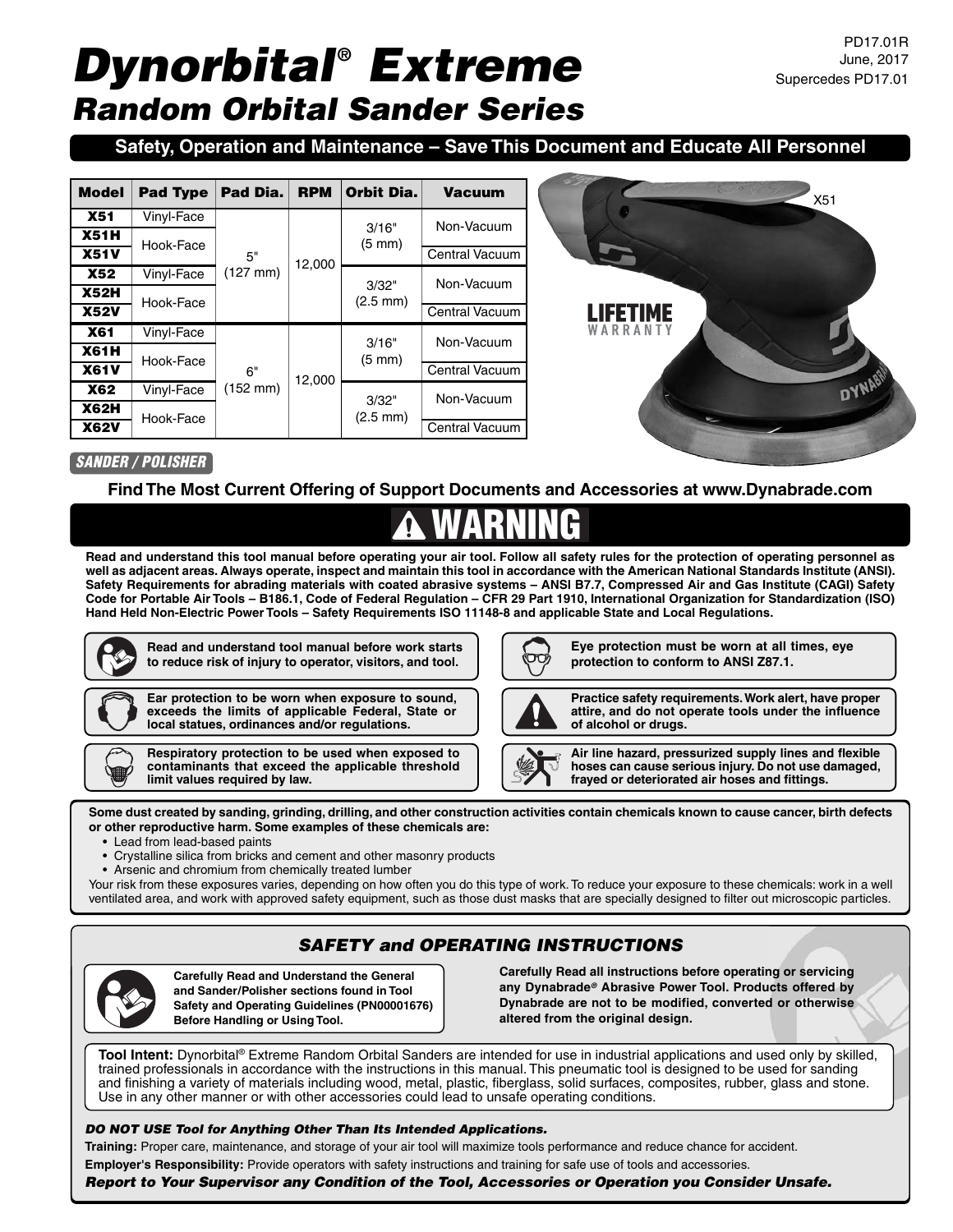PD17.01R
June, 2017
Supercedes PD17.01

# *Dynorbital® Extreme*
## *Random Orbital Sander Series*

**Safety, Operation and Maintenance – Save This Document and Educate All Personnel**

| Model | Pad Type | Pad Dia. | RPM | Orbit Dia. | Vacuum |
|---|---|---|---|---|---|
| **X51** | Vinyl-Face | 5" (127 mm) | 12,000 | 3/16" (5 mm) | Non-Vacuum |
| **X51H** | Hook-Face | | | | |
| **X51V** | | | | | Central Vacuum |
| **X52** | Vinyl-Face | | | 3/32" (2.5 mm) | Non-Vacuum |
| **X52H** | Hook-Face | | | | |
| **X52V** | | | | | Central Vacuum |
| **X61** | Vinyl-Face | 6" (152 mm) | 12,000 | 3/16" (5 mm) | Non-Vacuum |
| **X61H** | Hook-Face | | | | |
| **X61V** | | | | | Central Vacuum |
| **X62** | Vinyl-Face | | | 3/32" (2.5 mm) | Non-Vacuum |
| **X62H** | Hook-Face | | | | |
| **X62V** | | | | | Central Vacuum |

X51

LIFETIME WARRANTY

*SANDER / POLISHER*

**Find The Most Current Offering of Support Documents and Accessories at www.Dynabrade.com**

# ⚠ WARNING

**Read and understand this tool manual before operating your air tool. Follow all safety rules for the protection of operating personnel as well as adjacent areas. Always operate, inspect and maintain this tool in accordance with the American National Standards Institute (ANSI). Safety Requirements for abrading materials with coated abrasive systems – ANSI B7.7, Compressed Air and Gas Institute (CAGI) Safety Code for Portable Air Tools – B186.1, Code of Federal Regulation – CFR 29 Part 1910, International Organization for Standardization (ISO) Hand Held Non-Electric Power Tools – Safety Requirements ISO 11148-8 and applicable State and Local Regulations.**

**Read and understand tool manual before work starts to reduce risk of injury to operator, visitors, and tool.**

**Eye protection must be worn at all times, eye protection to conform to ANSI Z87.1.**

**Ear protection to be worn when exposure to sound, exceeds the limits of applicable Federal, State or local statues, ordinances and/or regulations.**

**Practice safety requirements. Work alert, have proper attire, and do not operate tools under the influence of alcohol or drugs.**

**Respiratory protection to be used when exposed to contaminants that exceed the applicable threshold limit values required by law.**

**Air line hazard, pressurized supply lines and flexible hoses can cause serious injury. Do not use damaged, frayed or deteriorated air hoses and fittings.**

**Some dust created by sanding, grinding, drilling, and other construction activities contain chemicals known to cause cancer, birth defects or other reproductive harm. Some examples of these chemicals are:**

- Lead from lead-based paints
- Crystalline silica from bricks and cement and other masonry products
- Arsenic and chromium from chemically treated lumber

Your risk from these exposures varies, depending on how often you do this type of work. To reduce your exposure to these chemicals: work in a well ventilated area, and work with approved safety equipment, such as those dust masks that are specially designed to filter out microscopic particles.

## *SAFETY and OPERATING INSTRUCTIONS*

**Carefully Read and Understand the General and Sander/Polisher sections found in Tool Safety and Operating Guidelines (PN00001676) Before Handling or Using Tool.**

**Carefully Read all instructions before operating or servicing any Dynabrade® Abrasive Power Tool. Products offered by Dynabrade are not to be modified, converted or otherwise altered from the original design.**

**Tool Intent:** Dynorbital® Extreme Random Orbital Sanders are intended for use in industrial applications and used only by skilled, trained professionals in accordance with the instructions in this manual. This pneumatic tool is designed to be used for sanding and finishing a variety of materials including wood, metal, plastic, fiberglass, solid surfaces, composites, rubber, glass and stone. Use in any other manner or with other accessories could lead to unsafe operating conditions.

***DO NOT USE Tool for Anything Other Than Its Intended Applications.***

**Training:** Proper care, maintenance, and storage of your air tool will maximize tools performance and reduce chance for accident.

**Employer's Responsibility:** Provide operators with safety instructions and training for safe use of tools and accessories.

***Report to Your Supervisor any Condition of the Tool, Accessories or Operation you Consider Unsafe.***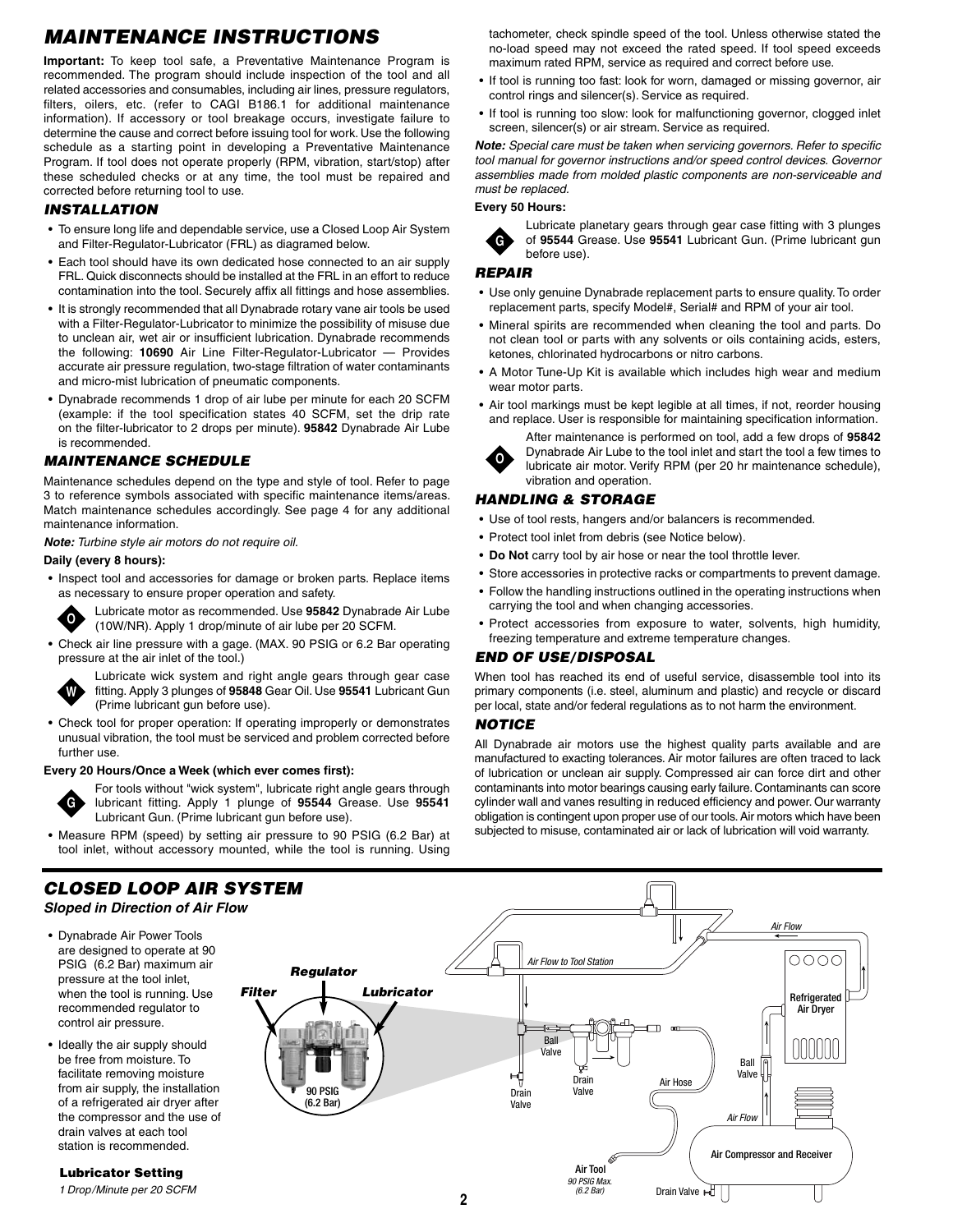# MAINTENANCE INSTRUCTIONS

**Important:** To keep tool safe, a Preventative Maintenance Program is recommended. The program should include inspection of the tool and all related accessories and consumables, including air lines, pressure regulators, filters, oilers, etc. (refer to CAGI B186.1 for additional maintenance information). If accessory or tool breakage occurs, investigate failure to determine the cause and correct before issuing tool for work. Use the following schedule as a starting point in developing a Preventative Maintenance Program. If tool does not operate properly (RPM, vibration, start/stop) after these scheduled checks or at any time, the tool must be repaired and corrected before returning tool to use.

## INSTALLATION

- To ensure long life and dependable service, use a Closed Loop Air System and Filter-Regulator-Lubricator (FRL) as diagramed below.
- Each tool should have its own dedicated hose connected to an air supply FRL. Quick disconnects should be installed at the FRL in an effort to reduce contamination into the tool. Securely affix all fittings and hose assemblies.
- It is strongly recommended that all Dynabrade rotary vane air tools be used with a Filter-Regulator-Lubricator to minimize the possibility of misuse due to unclean air, wet air or insufficient lubrication. Dynabrade recommends the following: **10690** Air Line Filter-Regulator-Lubricator — Provides accurate air pressure regulation, two-stage filtration of water contaminants and micro-mist lubrication of pneumatic components.
- Dynabrade recommends 1 drop of air lube per minute for each 20 SCFM (example: if the tool specification states 40 SCFM, set the drip rate on the filter-lubricator to 2 drops per minute). **95842** Dynabrade Air Lube is recommended.

## MAINTENANCE SCHEDULE

Maintenance schedules depend on the type and style of tool. Refer to page 3 to reference symbols associated with specific maintenance items/areas. Match maintenance schedules accordingly. See page 4 for any additional maintenance information.

*Note: Turbine style air motors do not require oil.*

**Daily (every 8 hours):**

- Inspect tool and accessories for damage or broken parts. Replace items as necessary to ensure proper operation and safety.

  O — Lubricate motor as recommended. Use **95842** Dynabrade Air Lube (10W/NR). Apply 1 drop/minute of air lube per 20 SCFM.

- Check air line pressure with a gage. (MAX. 90 PSIG or 6.2 Bar operating pressure at the air inlet of the tool.)

  W — Lubricate wick system and right angle gears through gear case fitting. Apply 3 plunges of **95848** Gear Oil. Use **95541** Lubricant Gun (Prime lubricant gun before use).

- Check tool for proper operation: If operating improperly or demonstrates unusual vibration, the tool must be serviced and problem corrected before further use.

**Every 20 Hours/Once a Week (which ever comes first):**

G — For tools without "wick system", lubricate right angle gears through lubricant fitting. Apply 1 plunge of **95544** Grease. Use **95541** Lubricant Gun. (Prime lubricant gun before use).

- Measure RPM (speed) by setting air pressure to 90 PSIG (6.2 Bar) at tool inlet, without accessory mounted, while the tool is running. Using tachometer, check spindle speed of the tool. Unless otherwise stated the no-load speed may not exceed the rated speed. If tool speed exceeds maximum rated RPM, service as required and correct before use.
- If tool is running too fast: look for worn, damaged or missing governor, air control rings and silencer(s). Service as required.
- If tool is running too slow: look for malfunctioning governor, clogged inlet screen, silencer(s) or air stream. Service as required.

***Note:** Special care must be taken when servicing governors. Refer to specific tool manual for governor instructions and/or speed control devices. Governor assemblies made from molded plastic components are non-serviceable and must be replaced.*

**Every 50 Hours:**

G — Lubricate planetary gears through gear case fitting with 3 plunges of **95544** Grease. Use **95541** Lubricant Gun. (Prime lubricant gun before use).

## REPAIR

- Use only genuine Dynabrade replacement parts to ensure quality. To order replacement parts, specify Model#, Serial# and RPM of your air tool.
- Mineral spirits are recommended when cleaning the tool and parts. Do not clean tool or parts with any solvents or oils containing acids, esters, ketones, chlorinated hydrocarbons or nitro carbons.
- A Motor Tune-Up Kit is available which includes high wear and medium wear motor parts.
- Air tool markings must be kept legible at all times, if not, reorder housing and replace. User is responsible for maintaining specification information.

  O — After maintenance is performed on tool, add a few drops of **95842** Dynabrade Air Lube to the tool inlet and start the tool a few times to lubricate air motor. Verify RPM (per 20 hr maintenance schedule), vibration and operation.

## HANDLING & STORAGE

- Use of tool rests, hangers and/or balancers is recommended.
- Protect tool inlet from debris (see Notice below).
- **Do Not** carry tool by air hose or near the tool throttle lever.
- Store accessories in protective racks or compartments to prevent damage.
- Follow the handling instructions outlined in the operating instructions when carrying the tool and when changing accessories.
- Protect accessories from exposure to water, solvents, high humidity, freezing temperature and extreme temperature changes.

## END OF USE/DISPOSAL

When tool has reached its end of useful service, disassemble tool into its primary components (i.e. steel, aluminum and plastic) and recycle or discard per local, state and/or federal regulations as to not harm the environment.

## NOTICE

All Dynabrade air motors use the highest quality parts available and are manufactured to exacting tolerances. Air motor failures are often traced to lack of lubrication or unclean air supply. Compressed air can force dirt and other contaminants into motor bearings causing early failure. Contaminants can score cylinder wall and vanes resulting in reduced efficiency and power. Our warranty obligation is contingent upon proper use of our tools. Air motors which have been subjected to misuse, contaminated air or lack of lubrication will void warranty.

# CLOSED LOOP AIR SYSTEM

*Sloped in Direction of Air Flow*

- Dynabrade Air Power Tools are designed to operate at 90 PSIG (6.2 Bar) maximum air pressure at the tool inlet, when the tool is running. Use recommended regulator to control air pressure.
- Ideally the air supply should be free from moisture. To facilitate removing moisture from air supply, the installation of a refrigerated air dryer after the compressor and the use of drain valves at each tool station is recommended.

**Lubricator Setting**

*1 Drop/Minute per 20 SCFM*

Filter — Regulator — Lubricator — 90 PSIG (6.2 Bar)

Air Flow — Air Flow to Tool Station — Refrigerated Air Dryer — Ball Valve — Drain Valve — Air Hose — Air Compressor and Receiver — Air Tool *90 PSIG Max. (6.2 Bar)*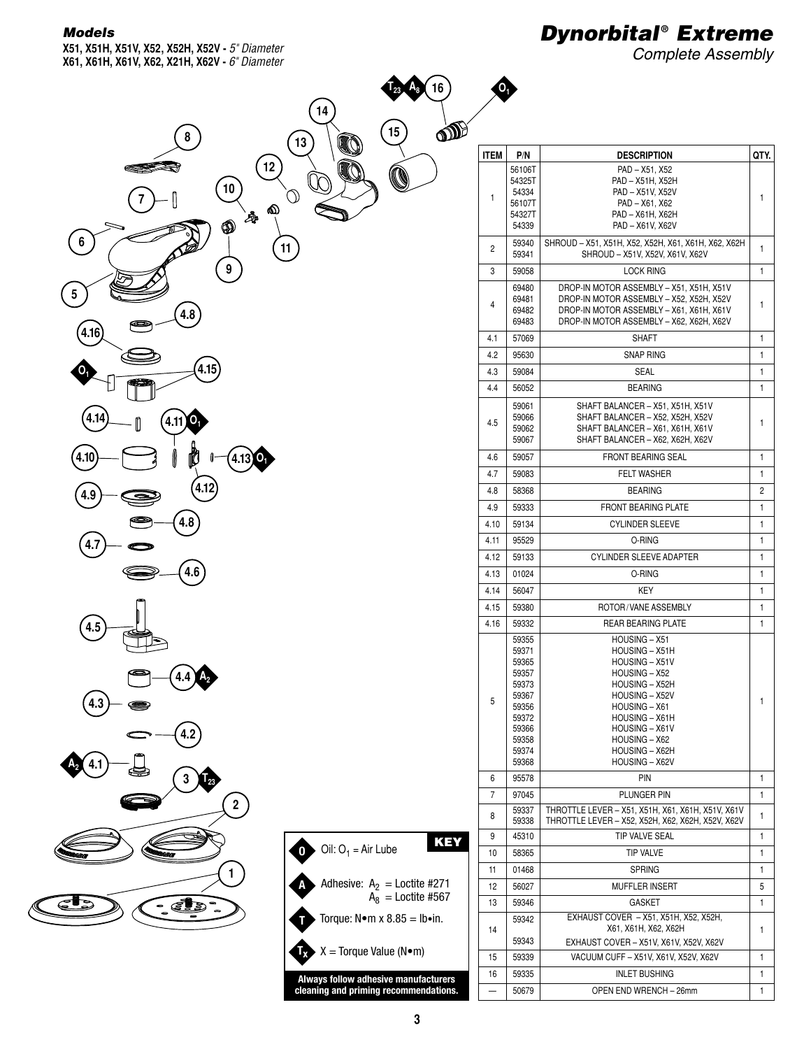***Models***

**X51, X51H, X51V, X52, X52H, X52V -** *5" Diameter*
**X61, X61H, X61V, X62, X21H, X62V -** *6" Diameter*

# *Dynorbital® Extreme*

*Complete Assembly*

| ITEM | P/N | DESCRIPTION | QTY. |
|---|---|---|---|
| 1 | 56106T<br>54325T<br>54334<br>56107T<br>54327T<br>54339 | PAD – X51, X52<br>PAD – X51H, X52H<br>PAD – X51V, X52V<br>PAD – X61, X62<br>PAD – X61H, X62H<br>PAD – X61V, X62V | 1 |
| 2 | 59340<br>59341 | SHROUD – X51, X51H, X52, X52H, X61, X61H, X62, X62H<br>SHROUD – X51V, X52V, X61V, X62V | 1 |
| 3 | 59058 | LOCK RING | 1 |
| 4 | 69480<br>69481<br>69482<br>69483 | DROP-IN MOTOR ASSEMBLY – X51, X51H, X51V<br>DROP-IN MOTOR ASSEMBLY – X52, X52H, X52V<br>DROP-IN MOTOR ASSEMBLY – X61, X61H, X61V<br>DROP-IN MOTOR ASSEMBLY – X62, X62H, X62V | 1 |
| 4.1 | 57069 | SHAFT | 1 |
| 4.2 | 95630 | SNAP RING | 1 |
| 4.3 | 59084 | SEAL | 1 |
| 4.4 | 56052 | BEARING | 1 |
| 4.5 | 59061<br>59066<br>59062<br>59067 | SHAFT BALANCER – X51, X51H, X51V<br>SHAFT BALANCER – X52, X52H, X52V<br>SHAFT BALANCER – X61, X61H, X61V<br>SHAFT BALANCER – X62, X62H, X62V | 1 |
| 4.6 | 59057 | FRONT BEARING SEAL | 1 |
| 4.7 | 59083 | FELT WASHER | 1 |
| 4.8 | 58368 | BEARING | 2 |
| 4.9 | 59333 | FRONT BEARING PLATE | 1 |
| 4.10 | 59134 | CYLINDER SLEEVE | 1 |
| 4.11 | 95529 | O-RING | 1 |
| 4.12 | 59133 | CYLINDER SLEEVE ADAPTER | 1 |
| 4.13 | 01024 | O-RING | 1 |
| 4.14 | 56047 | KEY | 1 |
| 4.15 | 59380 | ROTOR / VANE ASSEMBLY | 1 |
| 4.16 | 59332 | REAR BEARING PLATE | 1 |
| 5 | 59355<br>59371<br>59365<br>59357<br>59373<br>59367<br>59356<br>59372<br>59366<br>59358<br>59374<br>59368 | HOUSING – X51<br>HOUSING – X51H<br>HOUSING – X51V<br>HOUSING – X52<br>HOUSING – X52H<br>HOUSING – X52V<br>HOUSING – X61<br>HOUSING – X61H<br>HOUSING – X61V<br>HOUSING – X62<br>HOUSING – X62H<br>HOUSING – X62V | 1 |
| 6 | 95578 | PIN | 1 |
| 7 | 97045 | PLUNGER PIN | 1 |
| 8 | 59337<br>59338 | THROTTLE LEVER – X51, X51H, X61, X61H, X51V, X61V<br>THROTTLE LEVER – X52, X52H, X62, X62H, X52V, X62V | 1 |
| 9 | 45310 | TIP VALVE SEAL | 1 |
| 10 | 58365 | TIP VALVE | 1 |
| 11 | 01468 | SPRING | 1 |
| 12 | 56027 | MUFFLER INSERT | 5 |
| 13 | 59346 | GASKET | 1 |
| 14 | 59342<br>59343 | EXHAUST COVER – X51, X51H, X52, X52H, X61, X61H, X62, X62H<br>EXHAUST COVER – X51V, X61V, X52V, X62V | 1 |
| 15 | 59339 | VACUUM CUFF – X51V, X61V, X52V, X62V | 1 |
| 16 | 59335 | INLET BUSHING | 1 |
| — | 50679 | OPEN END WRENCH – 26mm | 1 |

**KEY**

- **O** Oil: $O_1$ = Air Lube
- **A** Adhesive: $A_2$ = Loctite #271; $A_8$ = Loctite #567
- **T** Torque: N•m x 8.85 = lb•in.
- $T_x$ X = Torque Value (N•m)

**Always follow adhesive manufacturers cleaning and priming recommendations.**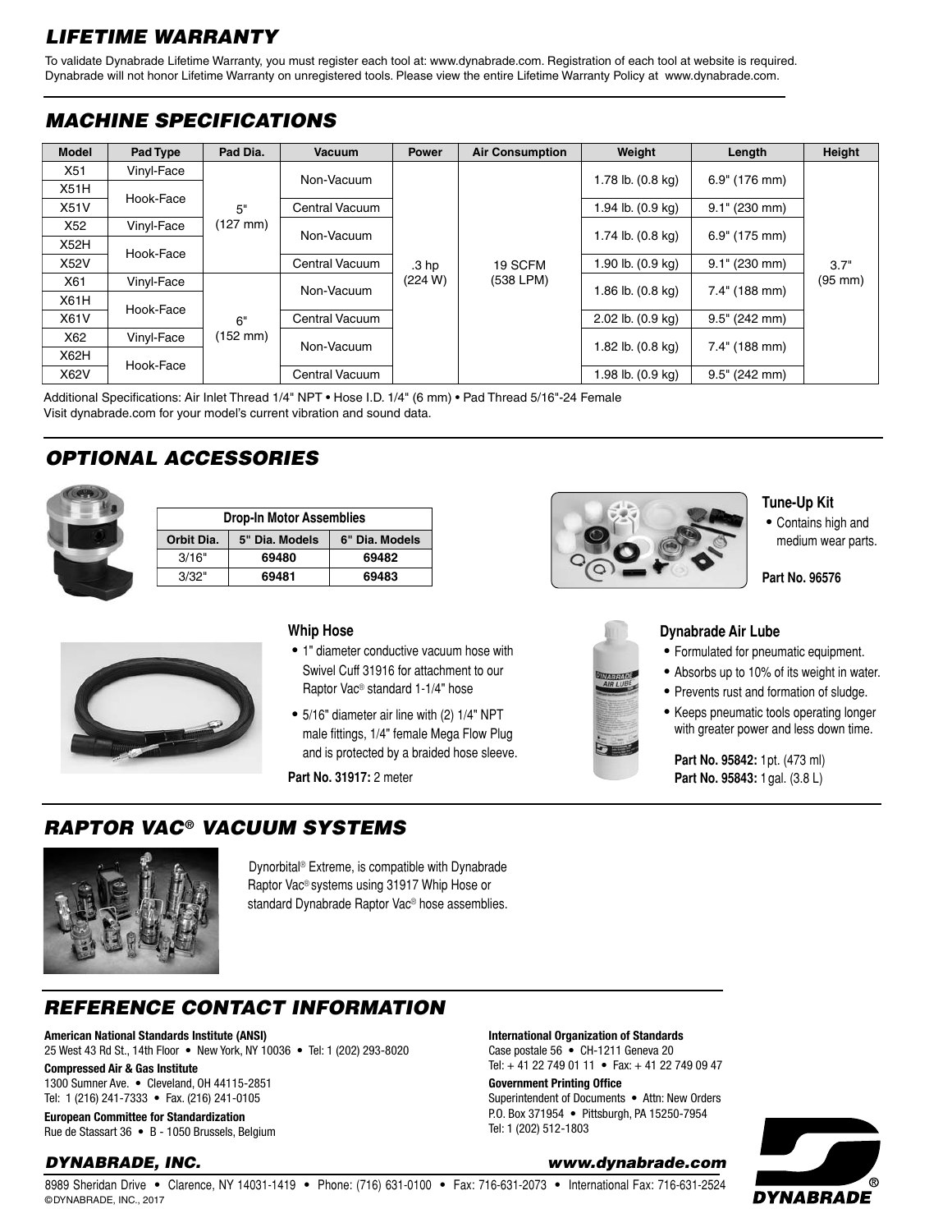## LIFETIME WARRANTY

To validate Dynabrade Lifetime Warranty, you must register each tool at: www.dynabrade.com. Registration of each tool at website is required. Dynabrade will not honor Lifetime Warranty on unregistered tools. Please view the entire Lifetime Warranty Policy at www.dynabrade.com.

## MACHINE SPECIFICATIONS

| Model | Pad Type | Pad Dia. | Vacuum | Power | Air Consumption | Weight | Length | Height |
|---|---|---|---|---|---|---|---|---|
| X51 | Vinyl-Face | 5" (127 mm) | Non-Vacuum | .3 hp (224 W) | 19 SCFM (538 LPM) | 1.78 lb. (0.8 kg) | 6.9" (176 mm) | 3.7" (95 mm) |
| X51H | Hook-Face | | | | | | | |
| X51V | | | Central Vacuum | | | 1.94 lb. (0.9 kg) | 9.1" (230 mm) | |
| X52 | Vinyl-Face | | Non-Vacuum | | | 1.74 lb. (0.8 kg) | 6.9" (175 mm) | |
| X52H | Hook-Face | | | | | | | |
| X52V | | | Central Vacuum | | | 1.90 lb. (0.9 kg) | 9.1" (230 mm) | |
| X61 | Vinyl-Face | 6" (152 mm) | Non-Vacuum | | | 1.86 lb. (0.8 kg) | 7.4" (188 mm) | |
| X61H | Hook-Face | | | | | | | |
| X61V | | | Central Vacuum | | | 2.02 lb. (0.9 kg) | 9.5" (242 mm) | |
| X62 | Vinyl-Face | | Non-Vacuum | | | 1.82 lb. (0.8 kg) | 7.4" (188 mm) | |
| X62H | Hook-Face | | | | | | | |
| X62V | | | Central Vacuum | | | 1.98 lb. (0.9 kg) | 9.5" (242 mm) | |

Additional Specifications: Air Inlet Thread 1/4" NPT • Hose I.D. 1/4" (6 mm) • Pad Thread 5/16"-24 Female
Visit dynabrade.com for your model's current vibration and sound data.

## OPTIONAL ACCESSORIES

| Drop-In Motor Assemblies | | |
|---|---|---|
| **Orbit Dia.** | **5" Dia. Models** | **6" Dia. Models** |
| 3/16" | **69480** | **69482** |
| 3/32" | **69481** | **69483** |

### Tune-Up Kit

- Contains high and medium wear parts.

**Part No. 96576**

### Whip Hose

- 1" diameter conductive vacuum hose with Swivel Cuff 31916 for attachment to our Raptor Vac® standard 1-1/4" hose
- 5/16" diameter air line with (2) 1/4" NPT male fittings, 1/4" female Mega Flow Plug and is protected by a braided hose sleeve.

**Part No. 31917:** 2 meter

### Dynabrade Air Lube

- Formulated for pneumatic equipment.
- Absorbs up to 10% of its weight in water.
- Prevents rust and formation of sludge.
- Keeps pneumatic tools operating longer with greater power and less down time.

**Part No. 95842:** 1 pt. (473 ml)
**Part No. 95843:** 1 gal. (3.8 L)

## RAPTOR VAC® VACUUM SYSTEMS

Dynorbital® Extreme, is compatible with Dynabrade Raptor Vac® systems using 31917 Whip Hose or standard Dynabrade Raptor Vac® hose assemblies.

## REFERENCE CONTACT INFORMATION

**American National Standards Institute (ANSI)**
25 West 43 Rd St., 14th Floor • New York, NY 10036 • Tel: 1 (202) 293-8020

**Compressed Air & Gas Institute**
1300 Sumner Ave. • Cleveland, OH 44115-2851
Tel: 1 (216) 241-7333 • Fax. (216) 241-0105

**European Committee for Standardization**
Rue de Stassart 36 • B - 1050 Brussels, Belgium

**International Organization of Standards**
Case postale 56 • CH-1211 Geneva 20
Tel: + 41 22 749 01 11 • Fax: + 41 22 749 09 47

**Government Printing Office**
Superintendent of Documents • Attn: New Orders
P.O. Box 371954 • Pittsburgh, PA 15250-7954
Tel: 1 (202) 512-1803

**DYNABRADE, INC.** — www.dynabrade.com

8989 Sheridan Drive • Clarence, NY 14031-1419 • Phone: (716) 631-0100 • Fax: 716-631-2073 • International Fax: 716-631-2524
©DYNABRADE, INC., 2017